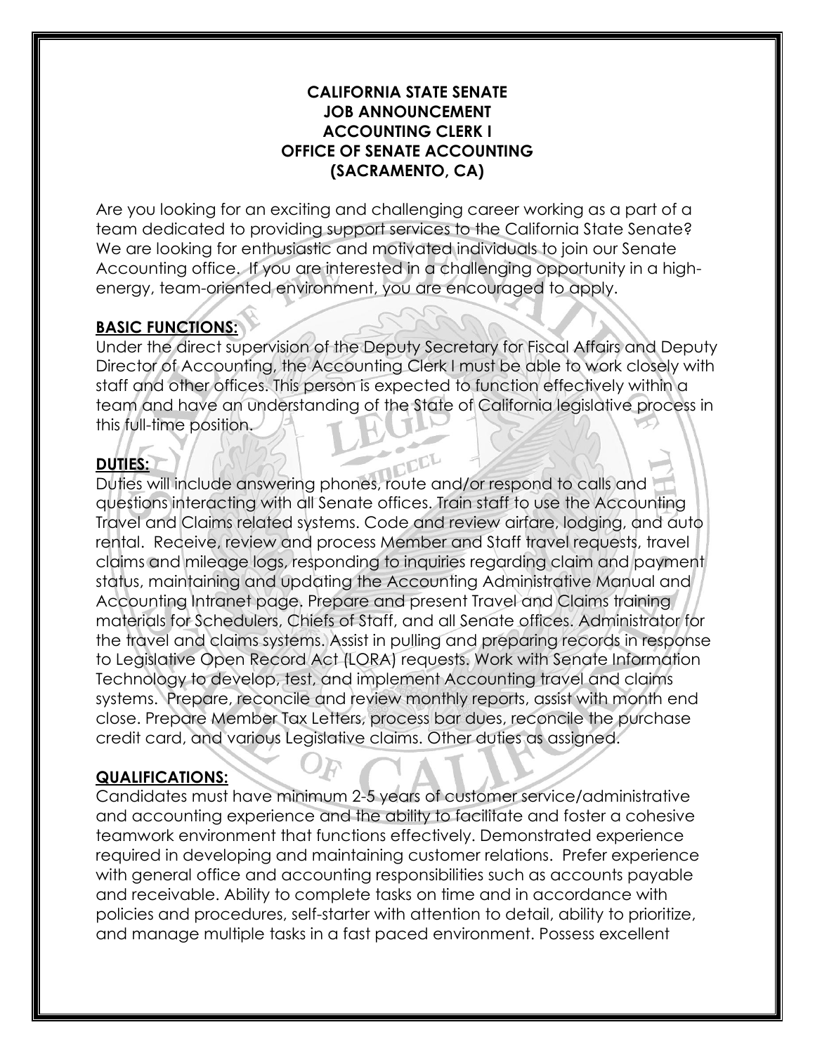**CALIFORNIA STATE SENATE**
**JOB ANNOUNCEMENT**
**ACCOUNTING CLERK I**
**OFFICE OF SENATE ACCOUNTING**
**(SACRAMENTO, CA)**

Are you looking for an exciting and challenging career working as a part of a team dedicated to providing support services to the California State Senate? We are looking for enthusiastic and motivated individuals to join our Senate Accounting office. If you are interested in a challenging opportunity in a high-energy, team-oriented environment, you are encouraged to apply.

## BASIC FUNCTIONS:

Under the direct supervision of the Deputy Secretary for Fiscal Affairs and Deputy Director of Accounting, the Accounting Clerk I must be able to work closely with staff and other offices. This person is expected to function effectively within a team and have an understanding of the State of California legislative process in this full-time position.

## DUTIES:

Duties will include answering phones, route and/or respond to calls and questions interacting with all Senate offices. Train staff to use the Accounting Travel and Claims related systems. Code and review airfare, lodging, and auto rental. Receive, review and process Member and Staff travel requests, travel claims and mileage logs, responding to inquiries regarding claim and payment status, maintaining and updating the Accounting Administrative Manual and Accounting Intranet page. Prepare and present Travel and Claims training materials for Schedulers, Chiefs of Staff, and all Senate offices. Administrator for the travel and claims systems. Assist in pulling and preparing records in response to Legislative Open Record Act (LORA) requests. Work with Senate Information Technology to develop, test, and implement Accounting travel and claims systems. Prepare, reconcile and review monthly reports, assist with month end close. Prepare Member Tax Letters, process bar dues, reconcile the purchase credit card, and various Legislative claims. Other duties as assigned.

## QUALIFICATIONS:

Candidates must have minimum 2-5 years of customer service/administrative and accounting experience and the ability to facilitate and foster a cohesive teamwork environment that functions effectively. Demonstrated experience required in developing and maintaining customer relations. Prefer experience with general office and accounting responsibilities such as accounts payable and receivable. Ability to complete tasks on time and in accordance with policies and procedures, self-starter with attention to detail, ability to prioritize, and manage multiple tasks in a fast paced environment. Possess excellent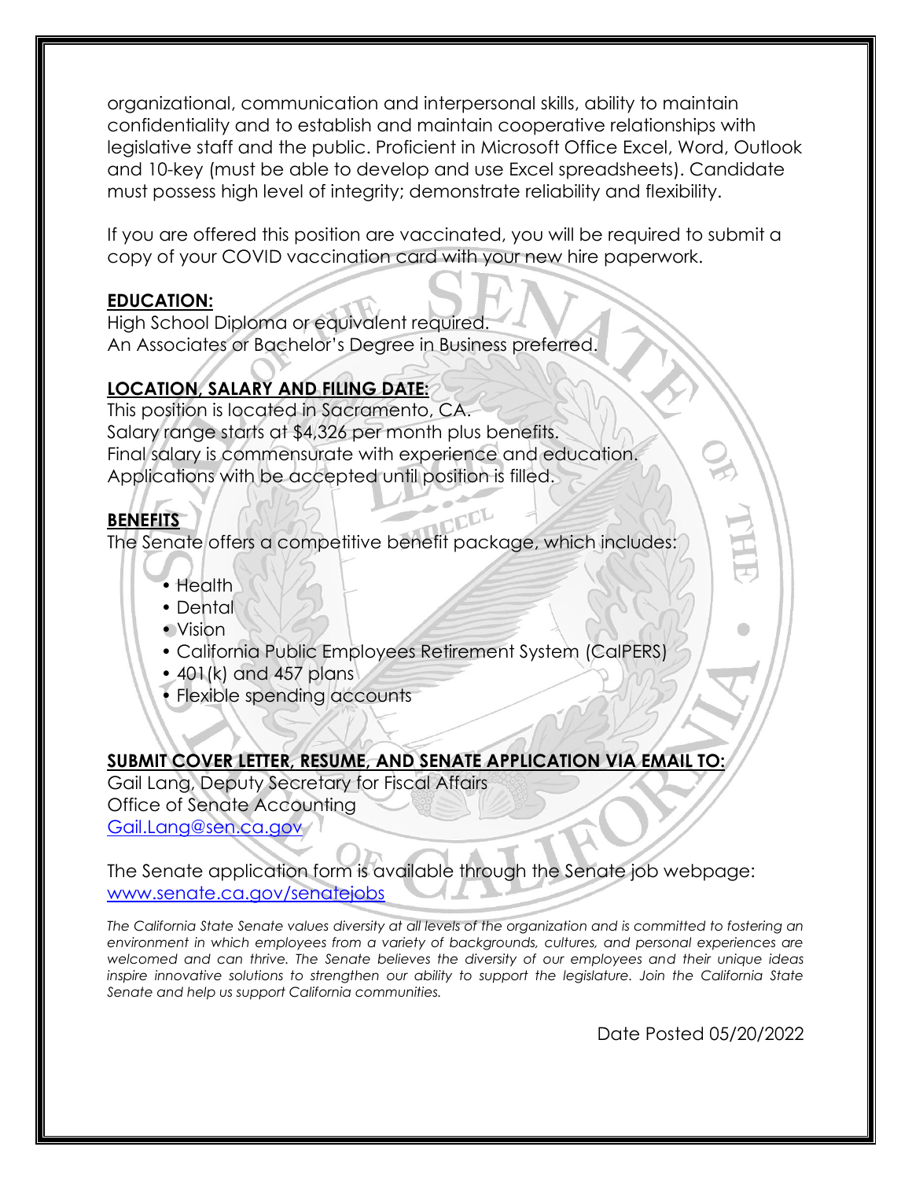organizational, communication and interpersonal skills, ability to maintain confidentiality and to establish and maintain cooperative relationships with legislative staff and the public. Proficient in Microsoft Office Excel, Word, Outlook and 10-key (must be able to develop and use Excel spreadsheets). Candidate must possess high level of integrity; demonstrate reliability and flexibility.

If you are offered this position are vaccinated, you will be required to submit a copy of your COVID vaccination card with your new hire paperwork.

**EDUCATION:**

High School Diploma or equivalent required.
An Associates or Bachelor's Degree in Business preferred.

**LOCATION, SALARY AND FILING DATE:**

This position is located in Sacramento, CA.
Salary range starts at $4,326 per month plus benefits.
Final salary is commensurate with experience and education.
Applications with be accepted until position is filled.

**BENEFITS**

The Senate offers a competitive benefit package, which includes:

- Health
- Dental
- Vision
- California Public Employees Retirement System (CalPERS)
- 401(k) and 457 plans
- Flexible spending accounts

**SUBMIT COVER LETTER, RESUME, AND SENATE APPLICATION VIA EMAIL TO:**

Gail Lang, Deputy Secretary for Fiscal Affairs
Office of Senate Accounting
Gail.Lang@sen.ca.gov

The Senate application form is available through the Senate job webpage:
www.senate.ca.gov/senatejobs

*The California State Senate values diversity at all levels of the organization and is committed to fostering an environment in which employees from a variety of backgrounds, cultures, and personal experiences are welcomed and can thrive. The Senate believes the diversity of our employees and their unique ideas inspire innovative solutions to strengthen our ability to support the legislature. Join the California State Senate and help us support California communities.*

Date Posted 05/20/2022